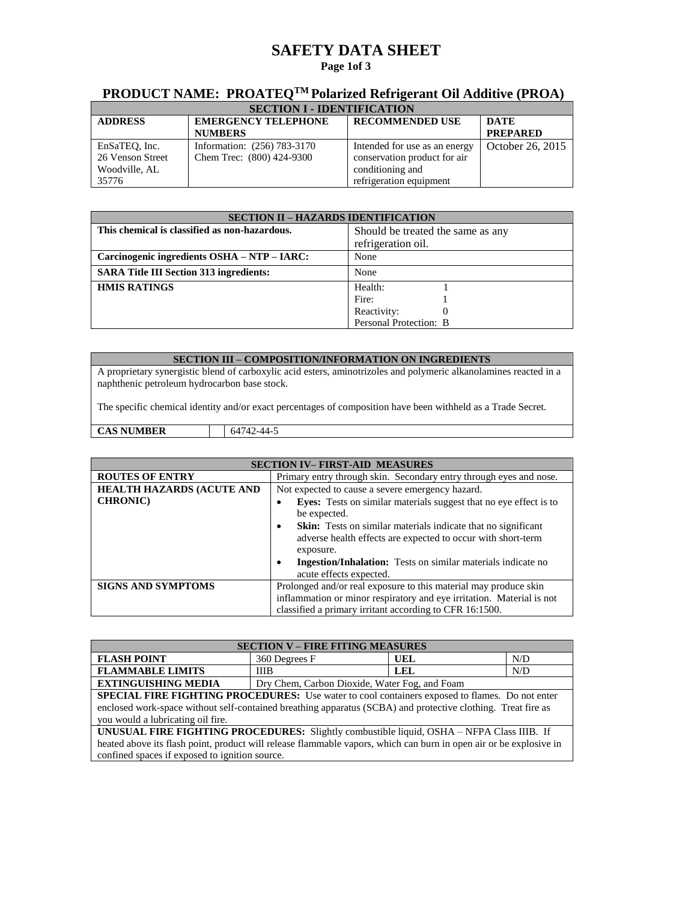# SAFETY DATA SHEET

# PRODUCT NAME: PROATEQ™ Polarized Refrigerant Oil Additive (PROA)

| SECTION I - IDENTIFICATION | | | |
|---|---|---|---|
| **ADDRESS** | **EMERGENCY TELEPHONE NUMBERS** | **RECOMMENDED USE** | **DATE PREPARED** |
| EnSaTEQ, Inc.<br>26 Venson Street<br>Woodville, AL<br>35776 | Information: (256) 783-3170<br>Chem Trec: (800) 424-9300 | Intended for use as an energy conservation product for air conditioning and refrigeration equipment | October 26, 2015 |

| SECTION II – HAZARDS IDENTIFICATION | |
|---|---|
| **This chemical is classified as non-hazardous.** | Should be treated the same as any refrigeration oil. |
| **Carcinogenic ingredients OSHA – NTP – IARC:** | None |
| **SARA Title III Section 313 ingredients:** | None |
| **HMIS RATINGS** | Health: 1<br>Fire: 1<br>Reactivity: 0<br>Personal Protection: B |

| SECTION III – COMPOSITION/INFORMATION ON INGREDIENTS | | |
|---|---|---|
| A proprietary synergistic blend of carboxylic acid esters, aminotrizoles and polymeric alkanolamines reacted in a naphthenic petroleum hydrocarbon base stock.<br><br>The specific chemical identity and/or exact percentages of composition have been withheld as a Trade Secret. | | |
| **CAS NUMBER** | | 64742-44-5 |

| SECTION IV– FIRST-AID MEASURES | |
|---|---|
| **ROUTES OF ENTRY** | Primary entry through skin. Secondary entry through eyes and nose. |
| **HEALTH HAZARDS (ACUTE AND CHRONIC)** | Not expected to cause a severe emergency hazard.<br>• **Eyes:** Tests on similar materials suggest that no eye effect is to be expected.<br>• **Skin:** Tests on similar materials indicate that no significant adverse health effects are expected to occur with short-term exposure.<br>• **Ingestion/Inhalation:** Tests on similar materials indicate no acute effects expected. |
| **SIGNS AND SYMPTOMS** | Prolonged and/or real exposure to this material may produce skin inflammation or minor respiratory and eye irritation. Material is not classified a primary irritant according to CFR 16:1500. |

| SECTION V – FIRE FITING MEASURES | | | |
|---|---|---|---|
| **FLASH POINT** | 360 Degrees F | **UEL** | N/D |
| **FLAMMABLE LIMITS** | IIIB | **LEL** | N/D |
| **EXTINGUISHING MEDIA** | Dry Chem, Carbon Dioxide, Water Fog, and Foam | | |
| **SPECIAL FIRE FIGHTING PROCEDURES:** Use water to cool containers exposed to flames. Do not enter enclosed work-space without self-contained breathing apparatus (SCBA) and protective clothing. Treat fire as you would a lubricating oil fire. | | | |
| **UNUSUAL FIRE FIGHTING PROCEDURES:** Slightly combustible liquid, OSHA – NFPA Class IIIB. If heated above its flash point, product will release flammable vapors, which can burn in open air or be explosive in confined spaces if exposed to ignition source. | | | |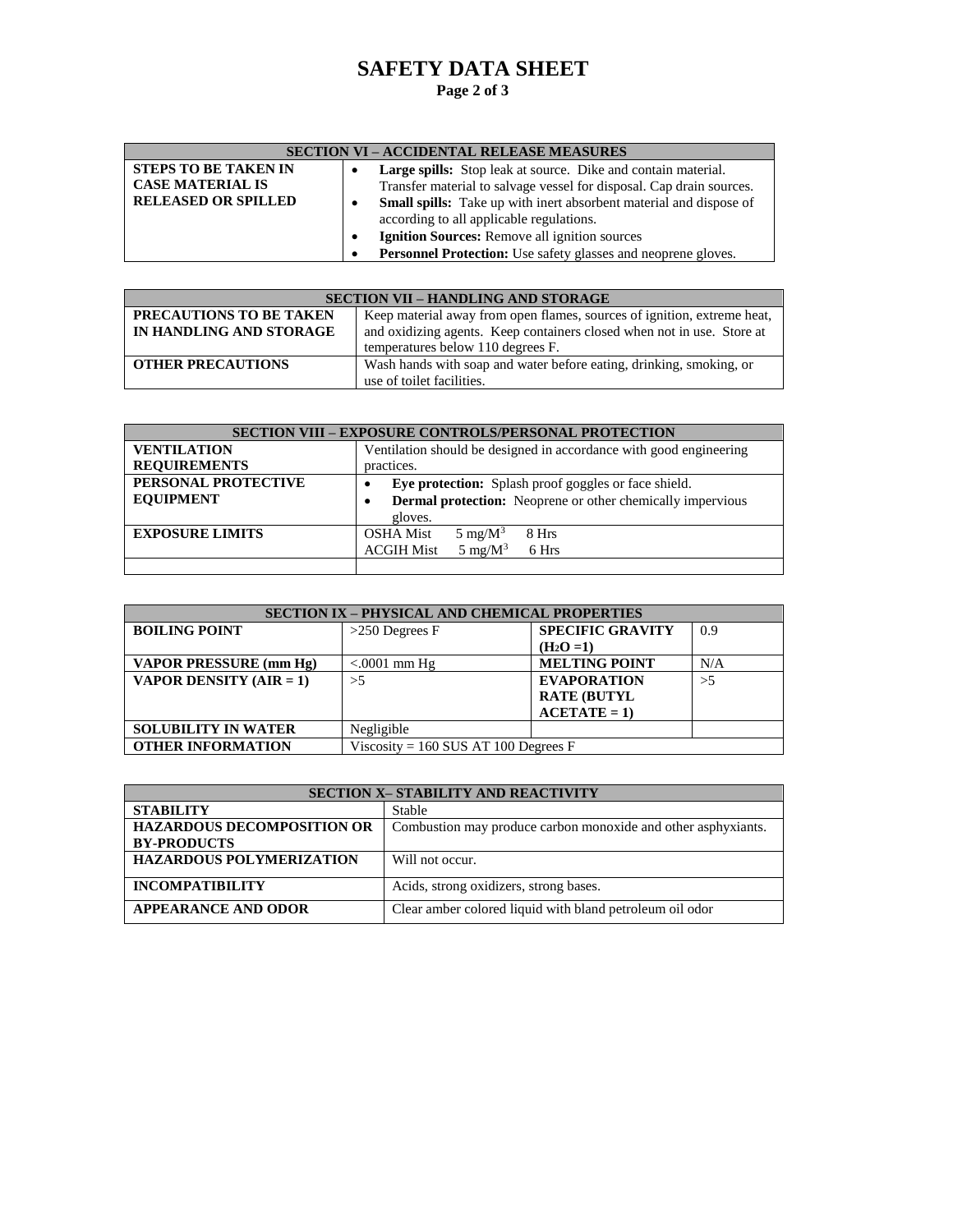# SAFETY DATA SHEET

| SECTION VI – ACCIDENTAL RELEASE MEASURES | |
|---|---|
| **STEPS TO BE TAKEN IN CASE MATERIAL IS RELEASED OR SPILLED** | • **Large spills:** Stop leak at source. Dike and contain material. Transfer material to salvage vessel for disposal. Cap drain sources. <br> • **Small spills:** Take up with inert absorbent material and dispose of according to all applicable regulations. <br> • **Ignition Sources:** Remove all ignition sources <br> • **Personnel Protection:** Use safety glasses and neoprene gloves. |

| SECTION VII – HANDLING AND STORAGE | |
|---|---|
| **PRECAUTIONS TO BE TAKEN IN HANDLING AND STORAGE** | Keep material away from open flames, sources of ignition, extreme heat, and oxidizing agents. Keep containers closed when not in use. Store at temperatures below 110 degrees F. |
| **OTHER PRECAUTIONS** | Wash hands with soap and water before eating, drinking, smoking, or use of toilet facilities. |

| SECTION VIII – EXPOSURE CONTROLS/PERSONAL PROTECTION | |
|---|---|
| **VENTILATION REQUIREMENTS** | Ventilation should be designed in accordance with good engineering practices. |
| **PERSONAL PROTECTIVE EQUIPMENT** | • **Eye protection:** Splash proof goggles or face shield. <br> • **Dermal protection:** Neoprene or other chemically impervious gloves. |
| **EXPOSURE LIMITS** | OSHA Mist 5 $mg/M^3$ 8 Hrs <br> ACGIH Mist 5 $mg/M^3$ 6 Hrs |
| | |

| SECTION IX – PHYSICAL AND CHEMICAL PROPERTIES | | | |
|---|---|---|---|
| **BOILING POINT** | >250 Degrees F | **SPECIFIC GRAVITY ($H_2O$ =1)** | 0.9 |
| **VAPOR PRESSURE (mm Hg)** | <.0001 mm Hg | **MELTING POINT** | N/A |
| **VAPOR DENSITY (AIR = 1)** | >5 | **EVAPORATION RATE (BUTYL ACETATE = 1)** | >5 |
| **SOLUBILITY IN WATER** | Negligible | | |
| **OTHER INFORMATION** | Viscosity = 160 SUS AT 100 Degrees F | | |

| SECTION X– STABILITY AND REACTIVITY | |
|---|---|
| **STABILITY** | Stable |
| **HAZARDOUS DECOMPOSITION OR BY-PRODUCTS** | Combustion may produce carbon monoxide and other asphyxiants. |
| **HAZARDOUS POLYMERIZATION** | Will not occur. |
| **INCOMPATIBILITY** | Acids, strong oxidizers, strong bases. |
| **APPEARANCE AND ODOR** | Clear amber colored liquid with bland petroleum oil odor |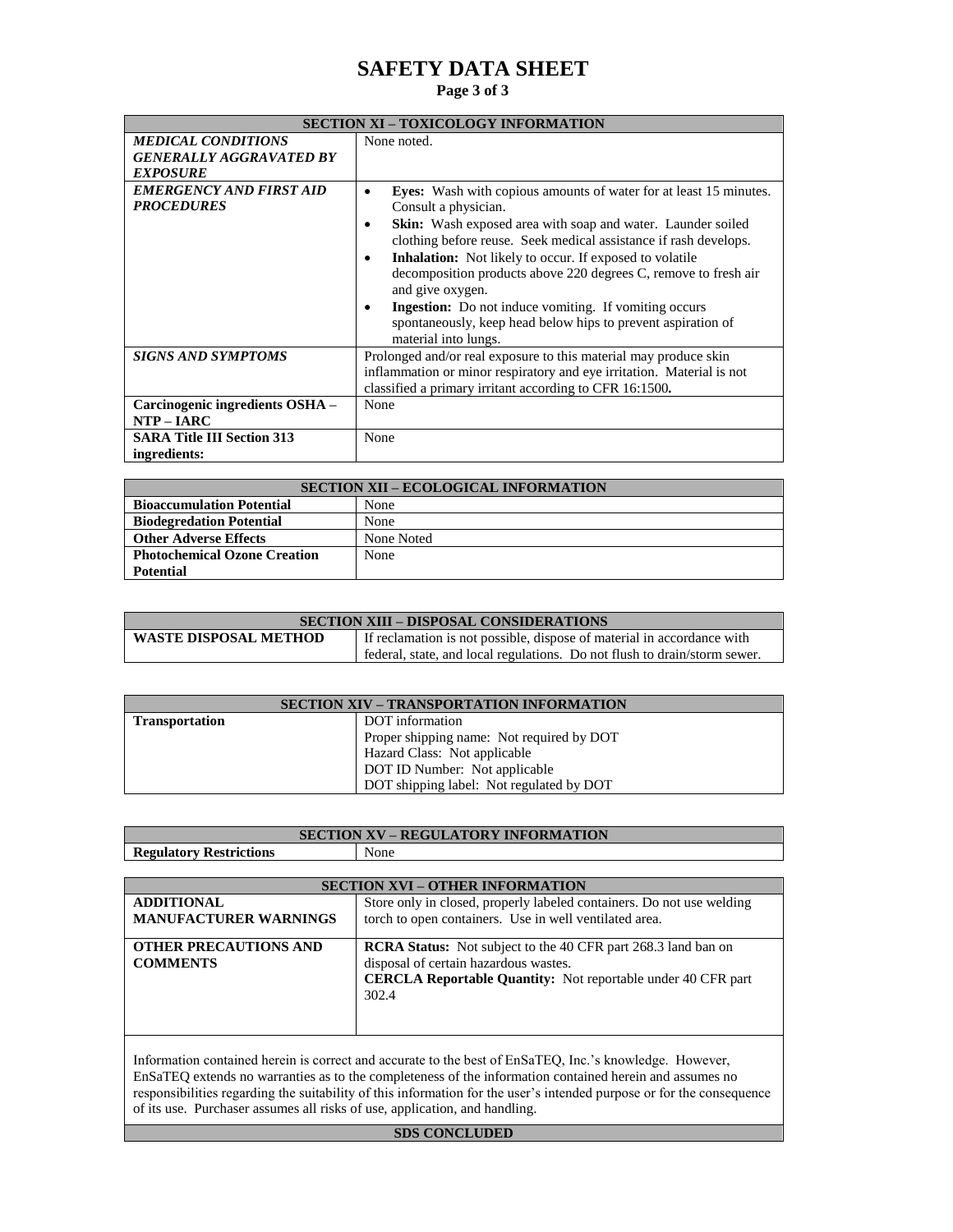# SAFETY DATA SHEET

| SECTION XI – TOXICOLOGY INFORMATION | |
|---|---|
| ***MEDICAL CONDITIONS GENERALLY AGGRAVATED BY EXPOSURE*** | None noted. |
| ***EMERGENCY AND FIRST AID PROCEDURES*** | • **Eyes:** Wash with copious amounts of water for at least 15 minutes. Consult a physician. • **Skin:** Wash exposed area with soap and water. Launder soiled clothing before reuse. Seek medical assistance if rash develops. • **Inhalation:** Not likely to occur. If exposed to volatile decomposition products above 220 degrees C, remove to fresh air and give oxygen. • **Ingestion:** Do not induce vomiting. If vomiting occurs spontaneously, keep head below hips to prevent aspiration of material into lungs. |
| ***SIGNS AND SYMPTOMS*** | Prolonged and/or real exposure to this material may produce skin inflammation or minor respiratory and eye irritation. Material is not classified a primary irritant according to CFR 16:1500**.** |
| **Carcinogenic ingredients OSHA – NTP – IARC** | None |
| **SARA Title III Section 313 ingredients:** | None |

| SECTION XII – ECOLOGICAL INFORMATION | |
|---|---|
| **Bioaccumulation Potential** | None |
| **Biodegredation Potential** | None |
| **Other Adverse Effects** | None Noted |
| **Photochemical Ozone Creation Potential** | None |

| SECTION XIII – DISPOSAL CONSIDERATIONS | |
|---|---|
| **WASTE DISPOSAL METHOD** | If reclamation is not possible, dispose of material in accordance with federal, state, and local regulations. Do not flush to drain/storm sewer. |

| SECTION XIV – TRANSPORTATION INFORMATION | |
|---|---|
| **Transportation** | DOT information<br>Proper shipping name: Not required by DOT<br>Hazard Class: Not applicable<br>DOT ID Number: Not applicable<br>DOT shipping label: Not regulated by DOT |

| SECTION XV – REGULATORY INFORMATION | |
|---|---|
| **Regulatory Restrictions** | None |

| SECTION XVI – OTHER INFORMATION | |
|---|---|
| **ADDITIONAL MANUFACTURER WARNINGS** | Store only in closed, properly labeled containers. Do not use welding torch to open containers. Use in well ventilated area. |
| **OTHER PRECAUTIONS AND COMMENTS** | **RCRA Status:** Not subject to the 40 CFR part 268.3 land ban on disposal of certain hazardous wastes.<br>**CERCLA Reportable Quantity:** Not reportable under 40 CFR part 302.4 |

Information contained herein is correct and accurate to the best of EnSaTEQ, Inc.'s knowledge. However, EnSaTEQ extends no warranties as to the completeness of the information contained herein and assumes no responsibilities regarding the suitability of this information for the user's intended purpose or for the consequence of its use. Purchaser assumes all risks of use, application, and handling.

**SDS CONCLUDED**